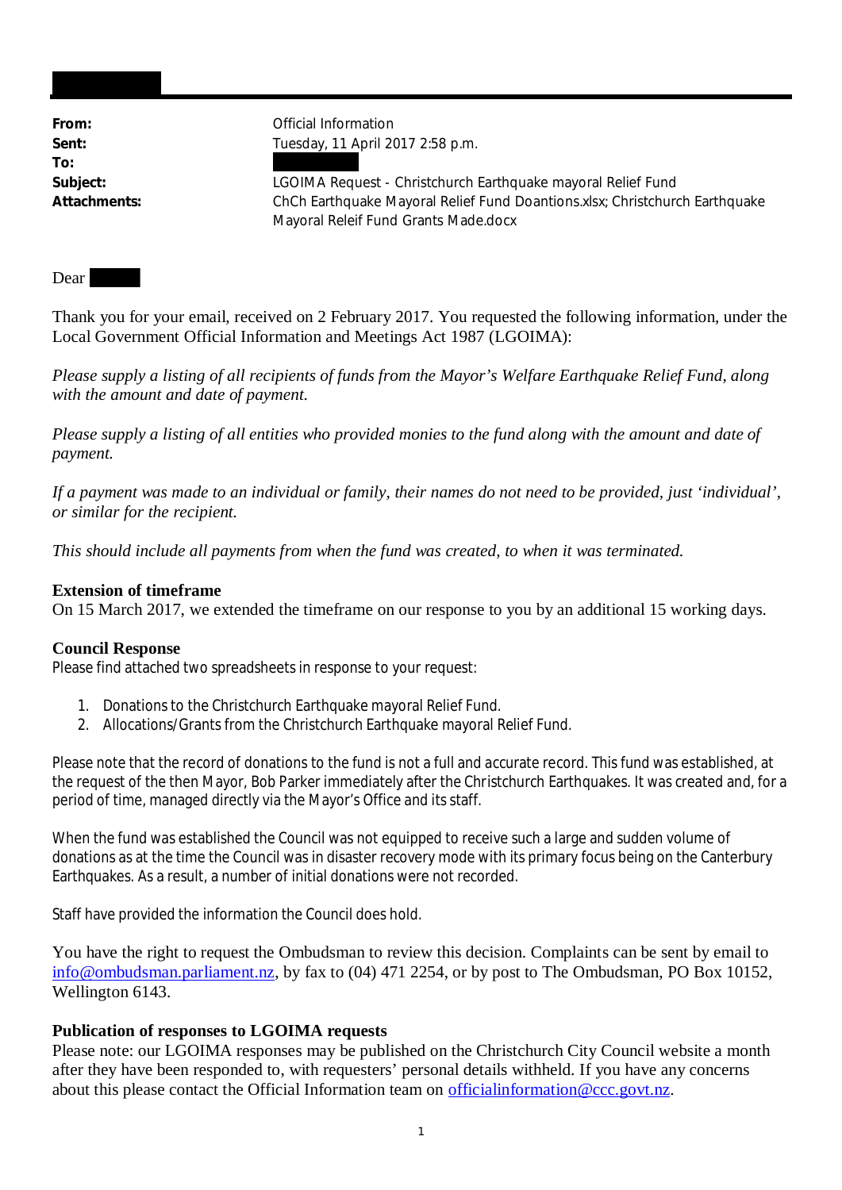| | |
|---|---|
| **From:** | Official Information |
| **Sent:** | Tuesday, 11 April 2017 2:58 p.m. |
| **To:** | |
| **Subject:** | LGOIMA Request - Christchurch Earthquake mayoral Relief Fund |
| **Attachments:** | ChCh Earthquake Mayoral Relief Fund Doantions.xlsx; Christchurch Earthquake Mayoral Releif Fund Grants Made.docx |

Dear

Thank you for your email, received on 2 February 2017. You requested the following information, under the Local Government Official Information and Meetings Act 1987 (LGOIMA):

*Please supply a listing of all recipients of funds from the Mayor's Welfare Earthquake Relief Fund, along with the amount and date of payment.*

*Please supply a listing of all entities who provided monies to the fund along with the amount and date of payment.*

*If a payment was made to an individual or family, their names do not need to be provided, just 'individual', or similar for the recipient.*

*This should include all payments from when the fund was created, to when it was terminated.*

**Extension of timeframe**
On 15 March 2017, we extended the timeframe on our response to you by an additional 15 working days.

**Council Response**
Please find attached two spreadsheets in response to your request:

1. Donations to the Christchurch Earthquake mayoral Relief Fund.
2. Allocations/Grants from the Christchurch Earthquake mayoral Relief Fund.

Please note that the record of donations to the fund is not a full and accurate record. This fund was established, at the request of the then Mayor, Bob Parker immediately after the Christchurch Earthquakes. It was created and, for a period of time, managed directly via the Mayor's Office and its staff.

When the fund was established the Council was not equipped to receive such a large and sudden volume of donations as at the time the Council was in disaster recovery mode with its primary focus being on the Canterbury Earthquakes. As a result, a number of initial donations were not recorded.

Staff have provided the information the Council does hold.

You have the right to request the Ombudsman to review this decision. Complaints can be sent by email to info@ombudsman.parliament.nz, by fax to (04) 471 2254, or by post to The Ombudsman, PO Box 10152, Wellington 6143.

**Publication of responses to LGOIMA requests**
Please note: our LGOIMA responses may be published on the Christchurch City Council website a month after they have been responded to, with requesters' personal details withheld. If you have any concerns about this please contact the Official Information team on officialinformation@ccc.govt.nz.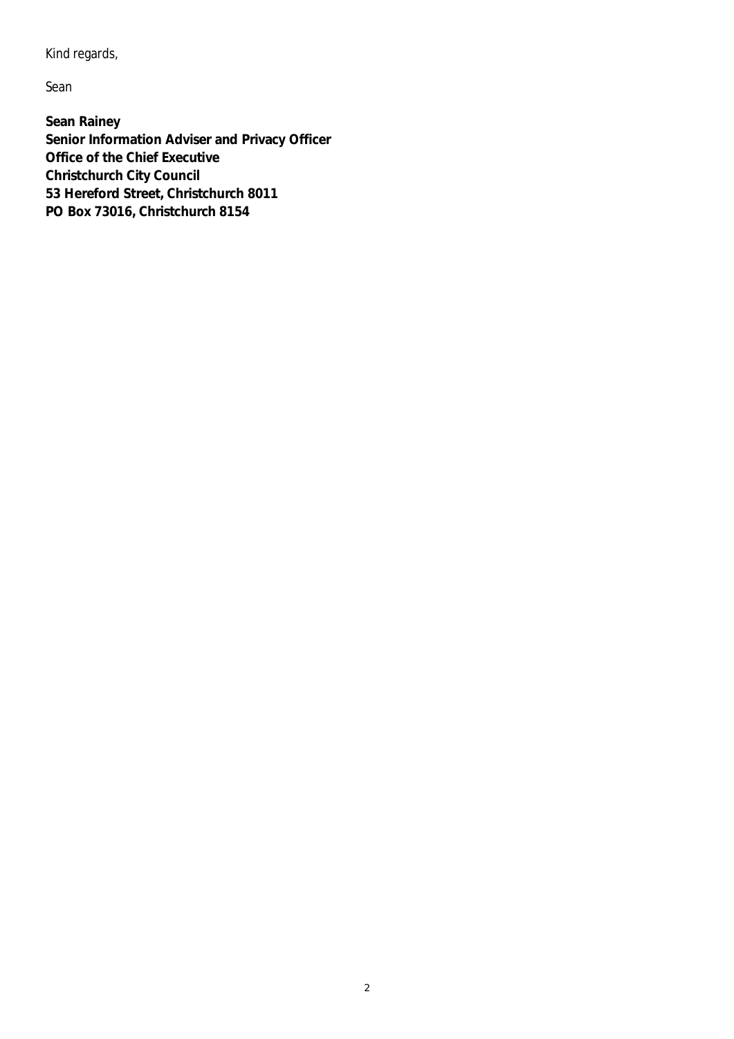Kind regards,

Sean

**Sean Rainey**
**Senior Information Adviser and Privacy Officer**
**Office of the Chief Executive**
**Christchurch City Council**
**53 Hereford Street, Christchurch 8011**
**PO Box 73016, Christchurch 8154**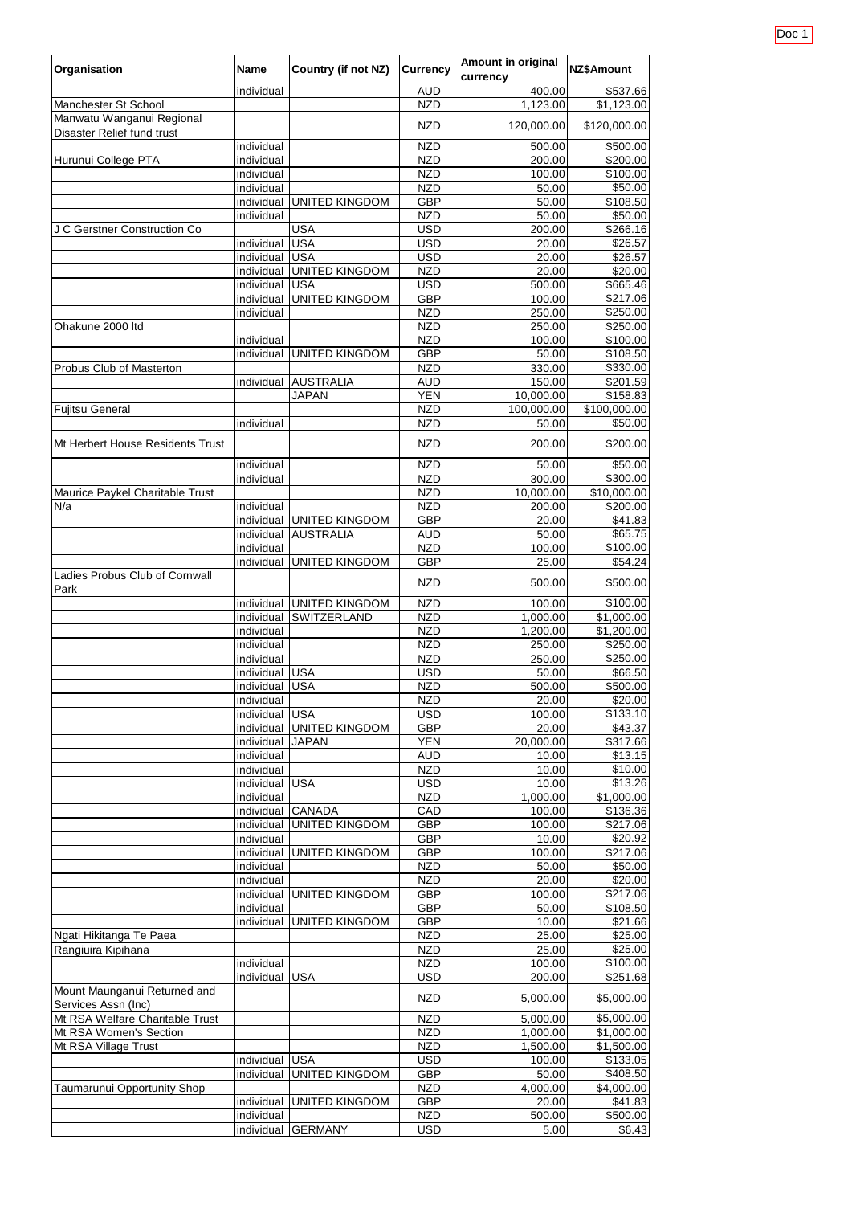| Organisation | Name | Country (if not NZ) | Currency | Amount in original currency | NZ$Amount |
|---|---|---|---|---|---|
| | individual | | AUD | 400.00 | $537.66 |
| Manchester St School | | | NZD | 1,123.00 | $1,123.00 |
| Manwatu Wanganui Regional Disaster Relief fund trust | | | NZD | 120,000.00 | $120,000.00 |
| | individual | | NZD | 500.00 | $500.00 |
| Hurunui College PTA | individual | | NZD | 200.00 | $200.00 |
| | individual | | NZD | 100.00 | $100.00 |
| | individual | | NZD | 50.00 | $50.00 |
| | individual | UNITED KINGDOM | GBP | 50.00 | $108.50 |
| | individual | | NZD | 50.00 | $50.00 |
| J C Gerstner Construction Co | | USA | USD | 200.00 | $266.16 |
| | individual | USA | USD | 20.00 | $26.57 |
| | individual | USA | USD | 20.00 | $26.57 |
| | individual | UNITED KINGDOM | NZD | 20.00 | $20.00 |
| | individual | USA | USD | 500.00 | $665.46 |
| | individual | UNITED KINGDOM | GBP | 100.00 | $217.06 |
| | individual | | NZD | 250.00 | $250.00 |
| Ohakune 2000 ltd | | | NZD | 250.00 | $250.00 |
| | individual | | NZD | 100.00 | $100.00 |
| | individual | UNITED KINGDOM | GBP | 50.00 | $108.50 |
| Probus Club of Masterton | | | NZD | 330.00 | $330.00 |
| | individual | AUSTRALIA | AUD | 150.00 | $201.59 |
| | | JAPAN | YEN | 10,000.00 | $158.83 |
| Fujitsu General | | | NZD | 100,000.00 | $100,000.00 |
| | individual | | NZD | 50.00 | $50.00 |
| Mt Herbert House Residents Trust | | | NZD | 200.00 | $200.00 |
| | individual | | NZD | 50.00 | $50.00 |
| | individual | | NZD | 300.00 | $300.00 |
| Maurice Paykel Charitable Trust | | | NZD | 10,000.00 | $10,000.00 |
| N/a | individual | | NZD | 200.00 | $200.00 |
| | individual | UNITED KINGDOM | GBP | 20.00 | $41.83 |
| | individual | AUSTRALIA | AUD | 50.00 | $65.75 |
| | individual | | NZD | 100.00 | $100.00 |
| | individual | UNITED KINGDOM | GBP | 25.00 | $54.24 |
| Ladies Probus Club of Cornwall Park | | | NZD | 500.00 | $500.00 |
| | individual | UNITED KINGDOM | NZD | 100.00 | $100.00 |
| | individual | SWITZERLAND | NZD | 1,000.00 | $1,000.00 |
| | individual | | NZD | 1,200.00 | $1,200.00 |
| | individual | | NZD | 250.00 | $250.00 |
| | individual | | NZD | 250.00 | $250.00 |
| | individual | USA | USD | 50.00 | $66.50 |
| | individual | USA | NZD | 500.00 | $500.00 |
| | individual | | NZD | 20.00 | $20.00 |
| | individual | USA | USD | 100.00 | $133.10 |
| | individual | UNITED KINGDOM | GBP | 20.00 | $43.37 |
| | individual | JAPAN | YEN | 20,000.00 | $317.66 |
| | individual | | AUD | 10.00 | $13.15 |
| | individual | | NZD | 10.00 | $10.00 |
| | individual | USA | USD | 10.00 | $13.26 |
| | individual | | NZD | 1,000.00 | $1,000.00 |
| | individual | CANADA | CAD | 100.00 | $136.36 |
| | individual | UNITED KINGDOM | GBP | 100.00 | $217.06 |
| | individual | | GBP | 10.00 | $20.92 |
| | individual | UNITED KINGDOM | GBP | 100.00 | $217.06 |
| | individual | | NZD | 50.00 | $50.00 |
| | individual | | NZD | 20.00 | $20.00 |
| | individual | UNITED KINGDOM | GBP | 100.00 | $217.06 |
| | individual | | GBP | 50.00 | $108.50 |
| | individual | UNITED KINGDOM | GBP | 10.00 | $21.66 |
| Ngati Hikitanga Te Paea | | | NZD | 25.00 | $25.00 |
| Rangiuira Kipihana | | | NZD | 25.00 | $25.00 |
| | individual | | NZD | 100.00 | $100.00 |
| | individual | USA | USD | 200.00 | $251.68 |
| Mount Maunganui Returned and Services Assn (Inc) | | | NZD | 5,000.00 | $5,000.00 |
| Mt RSA Welfare Charitable Trust | | | NZD | 5,000.00 | $5,000.00 |
| Mt RSA Women's Section | | | NZD | 1,000.00 | $1,000.00 |
| Mt RSA Village Trust | | | NZD | 1,500.00 | $1,500.00 |
| | individual | USA | USD | 100.00 | $133.05 |
| | individual | UNITED KINGDOM | GBP | 50.00 | $408.50 |
| Taumarunui Opportunity Shop | | | NZD | 4,000.00 | $4,000.00 |
| | individual | UNITED KINGDOM | GBP | 20.00 | $41.83 |
| | individual | | NZD | 500.00 | $500.00 |
| | individual | GERMANY | USD | 5.00 | $6.43 |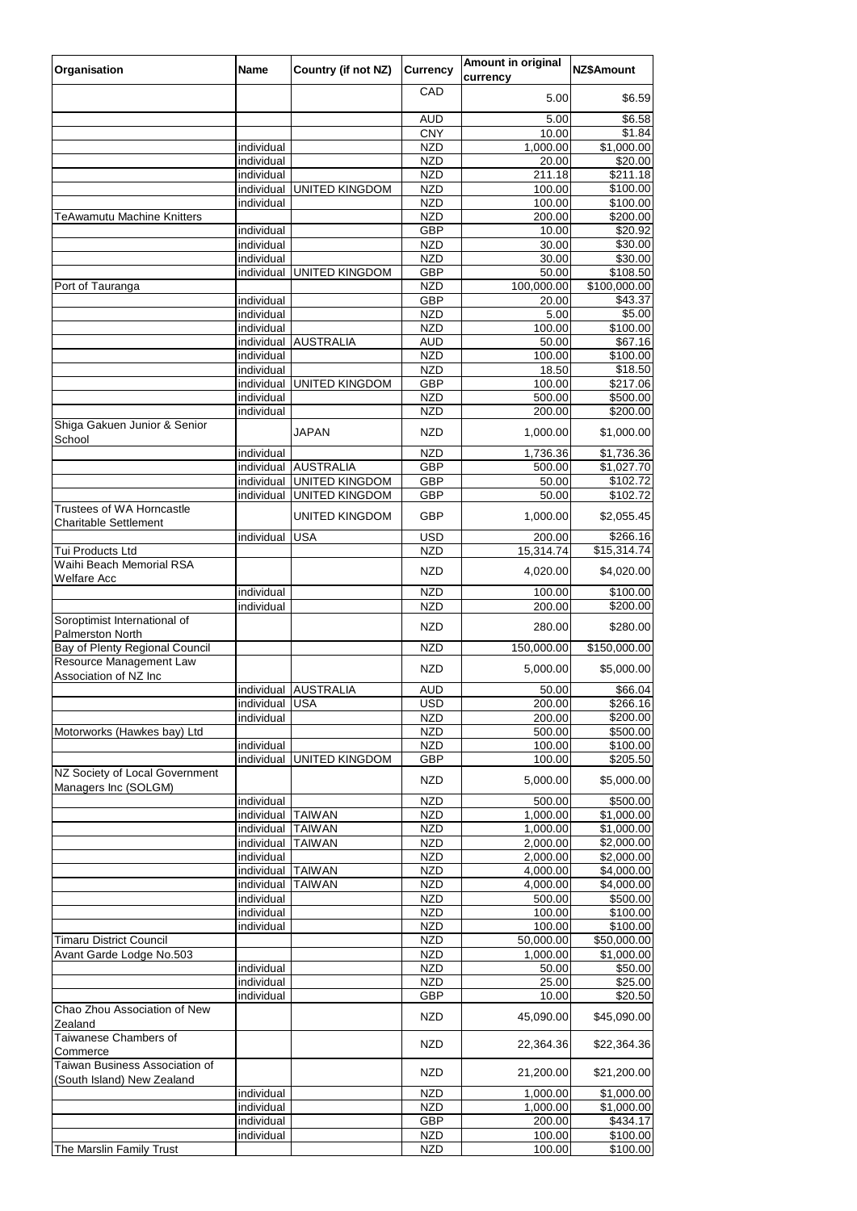| Organisation | Name | Country (if not NZ) | Currency | Amount in original currency | NZ$Amount |
|---|---|---|---|---|---|
| | | | CAD | 5.00 | $6.59 |
| | | | AUD | 5.00 | $6.58 |
| | | | CNY | 10.00 | $1.84 |
| | individual | | NZD | 1,000.00 | $1,000.00 |
| | individual | | NZD | 20.00 | $20.00 |
| | individual | | NZD | 211.18 | $211.18 |
| | individual | UNITED KINGDOM | NZD | 100.00 | $100.00 |
| | individual | | NZD | 100.00 | $100.00 |
| TeAwamutu Machine Knitters | | | NZD | 200.00 | $200.00 |
| | individual | | GBP | 10.00 | $20.92 |
| | individual | | NZD | 30.00 | $30.00 |
| | individual | | NZD | 30.00 | $30.00 |
| | individual | UNITED KINGDOM | GBP | 50.00 | $108.50 |
| Port of Tauranga | | | NZD | 100,000.00 | $100,000.00 |
| | individual | | GBP | 20.00 | $43.37 |
| | individual | | NZD | 5.00 | $5.00 |
| | individual | | NZD | 100.00 | $100.00 |
| | individual | AUSTRALIA | AUD | 50.00 | $67.16 |
| | individual | | NZD | 100.00 | $100.00 |
| | individual | | NZD | 18.50 | $18.50 |
| | individual | UNITED KINGDOM | GBP | 100.00 | $217.06 |
| | individual | | NZD | 500.00 | $500.00 |
| | individual | | NZD | 200.00 | $200.00 |
| Shiga Gakuen Junior & Senior School | | JAPAN | NZD | 1,000.00 | $1,000.00 |
| | individual | | NZD | 1,736.36 | $1,736.36 |
| | individual | AUSTRALIA | GBP | 500.00 | $1,027.70 |
| | individual | UNITED KINGDOM | GBP | 50.00 | $102.72 |
| | individual | UNITED KINGDOM | GBP | 50.00 | $102.72 |
| Trustees of WA Horncastle Charitable Settlement | | UNITED KINGDOM | GBP | 1,000.00 | $2,055.45 |
| | individual | USA | USD | 200.00 | $266.16 |
| Tui Products Ltd | | | NZD | 15,314.74 | $15,314.74 |
| Waihi Beach Memorial RSA Welfare Acc | | | NZD | 4,020.00 | $4,020.00 |
| | individual | | NZD | 100.00 | $100.00 |
| | individual | | NZD | 200.00 | $200.00 |
| Soroptimist International of Palmerston North | | | NZD | 280.00 | $280.00 |
| Bay of Plenty Regional Council | | | NZD | 150,000.00 | $150,000.00 |
| Resource Management Law Association of NZ Inc | | | NZD | 5,000.00 | $5,000.00 |
| | individual | AUSTRALIA | AUD | 50.00 | $66.04 |
| | individual | USA | USD | 200.00 | $266.16 |
| | individual | | NZD | 200.00 | $200.00 |
| Motorworks (Hawkes bay) Ltd | | | NZD | 500.00 | $500.00 |
| | individual | | NZD | 100.00 | $100.00 |
| | individual | UNITED KINGDOM | GBP | 100.00 | $205.50 |
| NZ Society of Local Government Managers Inc (SOLGM) | | | NZD | 5,000.00 | $5,000.00 |
| | individual | | NZD | 500.00 | $500.00 |
| | individual | TAIWAN | NZD | 1,000.00 | $1,000.00 |
| | individual | TAIWAN | NZD | 1,000.00 | $1,000.00 |
| | individual | TAIWAN | NZD | 2,000.00 | $2,000.00 |
| | individual | | NZD | 2,000.00 | $2,000.00 |
| | individual | TAIWAN | NZD | 4,000.00 | $4,000.00 |
| | individual | TAIWAN | NZD | 4,000.00 | $4,000.00 |
| | individual | | NZD | 500.00 | $500.00 |
| | individual | | NZD | 100.00 | $100.00 |
| | individual | | NZD | 100.00 | $100.00 |
| Timaru District Council | | | NZD | 50,000.00 | $50,000.00 |
| Avant Garde Lodge No.503 | | | NZD | 1,000.00 | $1,000.00 |
| | individual | | NZD | 50.00 | $50.00 |
| | individual | | NZD | 25.00 | $25.00 |
| | individual | | GBP | 10.00 | $20.50 |
| Chao Zhou Association of New Zealand | | | NZD | 45,090.00 | $45,090.00 |
| Taiwanese Chambers of Commerce | | | NZD | 22,364.36 | $22,364.36 |
| Taiwan Business Association of (South Island) New Zealand | | | NZD | 21,200.00 | $21,200.00 |
| | individual | | NZD | 1,000.00 | $1,000.00 |
| | individual | | NZD | 1,000.00 | $1,000.00 |
| | individual | | GBP | 200.00 | $434.17 |
| | individual | | NZD | 100.00 | $100.00 |
| The Marslin Family Trust | | | NZD | 100.00 | $100.00 |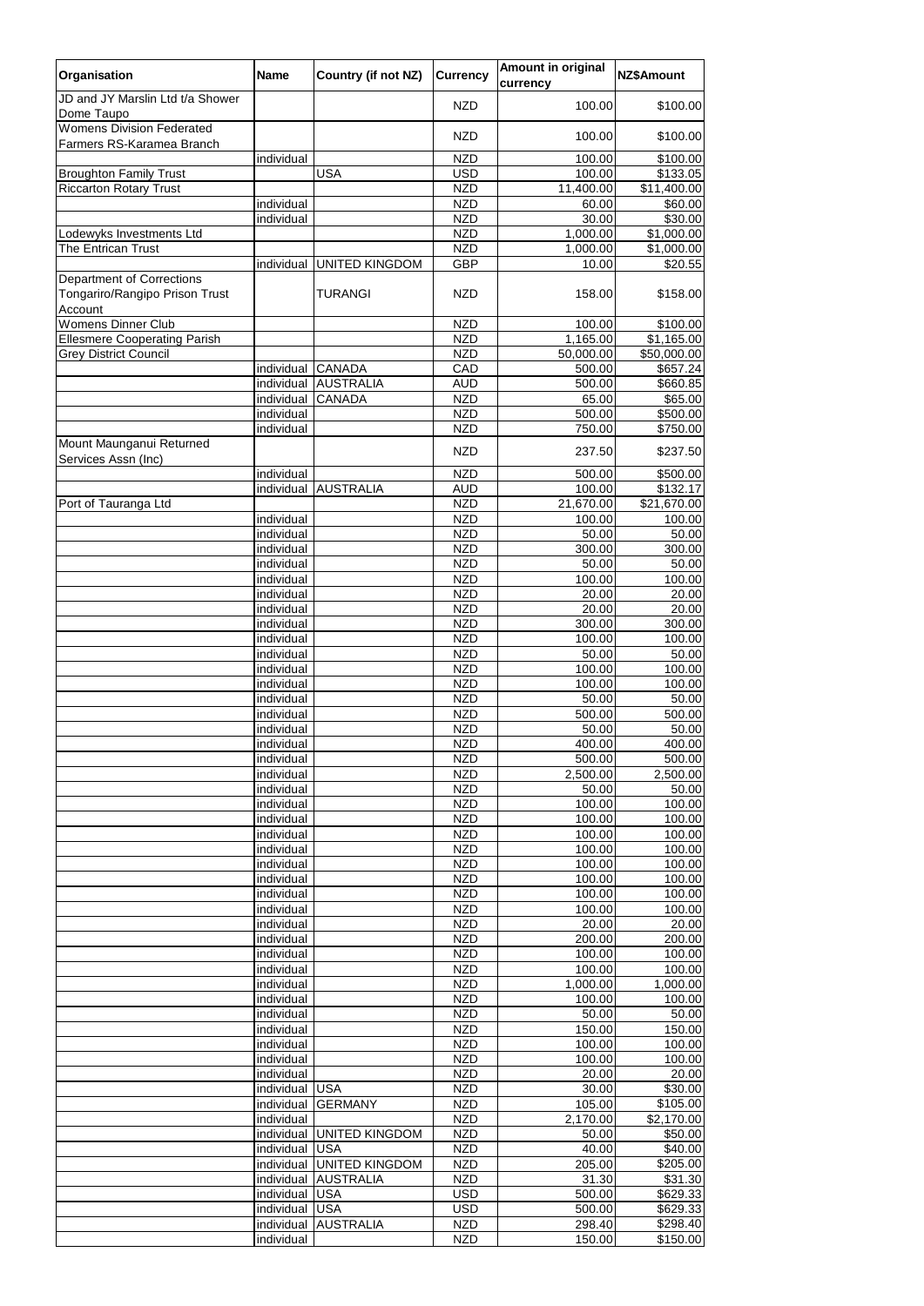| Organisation | Name | Country (if not NZ) | Currency | Amount in original currency | NZ$Amount |
|---|---|---|---|---|---|
| JD and JY Marslin Ltd t/a Shower Dome Taupo | | | NZD | 100.00 | $100.00 |
| Womens Division Federated Farmers RS-Karamea Branch | | | NZD | 100.00 | $100.00 |
| | individual | | NZD | 100.00 | $100.00 |
| Broughton Family Trust | | USA | USD | 100.00 | $133.05 |
| Riccarton Rotary Trust | | | NZD | 11,400.00 | $11,400.00 |
| | individual | | NZD | 60.00 | $60.00 |
| | individual | | NZD | 30.00 | $30.00 |
| Lodewyks Investments Ltd | | | NZD | 1,000.00 | $1,000.00 |
| The Entrican Trust | | | NZD | 1,000.00 | $1,000.00 |
| | individual | UNITED KINGDOM | GBP | 10.00 | $20.55 |
| Department of Corrections Tongariro/Rangipo Prison Trust Account | | TURANGI | NZD | 158.00 | $158.00 |
| Womens Dinner Club | | | NZD | 100.00 | $100.00 |
| Ellesmere Cooperating Parish | | | NZD | 1,165.00 | $1,165.00 |
| Grey District Council | | | NZD | 50,000.00 | $50,000.00 |
| | individual | CANADA | CAD | 500.00 | $657.24 |
| | individual | AUSTRALIA | AUD | 500.00 | $660.85 |
| | individual | CANADA | NZD | 65.00 | $65.00 |
| | individual | | NZD | 500.00 | $500.00 |
| | individual | | NZD | 750.00 | $750.00 |
| Mount Maunganui Returned Services Assn (Inc) | | | NZD | 237.50 | $237.50 |
| | individual | | NZD | 500.00 | $500.00 |
| | individual | AUSTRALIA | AUD | 100.00 | $132.17 |
| Port of Tauranga Ltd | | | NZD | 21,670.00 | $21,670.00 |
| | individual | | NZD | 100.00 | 100.00 |
| | individual | | NZD | 50.00 | 50.00 |
| | individual | | NZD | 300.00 | 300.00 |
| | individual | | NZD | 50.00 | 50.00 |
| | individual | | NZD | 100.00 | 100.00 |
| | individual | | NZD | 20.00 | 20.00 |
| | individual | | NZD | 20.00 | 20.00 |
| | individual | | NZD | 300.00 | 300.00 |
| | individual | | NZD | 100.00 | 100.00 |
| | individual | | NZD | 50.00 | 50.00 |
| | individual | | NZD | 100.00 | 100.00 |
| | individual | | NZD | 100.00 | 100.00 |
| | individual | | NZD | 50.00 | 50.00 |
| | individual | | NZD | 500.00 | 500.00 |
| | individual | | NZD | 50.00 | 50.00 |
| | individual | | NZD | 400.00 | 400.00 |
| | individual | | NZD | 500.00 | 500.00 |
| | individual | | NZD | 2,500.00 | 2,500.00 |
| | individual | | NZD | 50.00 | 50.00 |
| | individual | | NZD | 100.00 | 100.00 |
| | individual | | NZD | 100.00 | 100.00 |
| | individual | | NZD | 100.00 | 100.00 |
| | individual | | NZD | 100.00 | 100.00 |
| | individual | | NZD | 100.00 | 100.00 |
| | individual | | NZD | 100.00 | 100.00 |
| | individual | | NZD | 100.00 | 100.00 |
| | individual | | NZD | 100.00 | 100.00 |
| | individual | | NZD | 20.00 | 20.00 |
| | individual | | NZD | 200.00 | 200.00 |
| | individual | | NZD | 100.00 | 100.00 |
| | individual | | NZD | 100.00 | 100.00 |
| | individual | | NZD | 1,000.00 | 1,000.00 |
| | individual | | NZD | 100.00 | 100.00 |
| | individual | | NZD | 50.00 | 50.00 |
| | individual | | NZD | 150.00 | 150.00 |
| | individual | | NZD | 100.00 | 100.00 |
| | individual | | NZD | 100.00 | 100.00 |
| | individual | | NZD | 20.00 | 20.00 |
| | individual | USA | NZD | 30.00 | $30.00 |
| | individual | GERMANY | NZD | 105.00 | $105.00 |
| | individual | | NZD | 2,170.00 | $2,170.00 |
| | individual | UNITED KINGDOM | NZD | 50.00 | $50.00 |
| | individual | USA | NZD | 40.00 | $40.00 |
| | individual | UNITED KINGDOM | NZD | 205.00 | $205.00 |
| | individual | AUSTRALIA | NZD | 31.30 | $31.30 |
| | individual | USA | USD | 500.00 | $629.33 |
| | individual | USA | USD | 500.00 | $629.33 |
| | individual | AUSTRALIA | NZD | 298.40 | $298.40 |
| | individual | | NZD | 150.00 | $150.00 |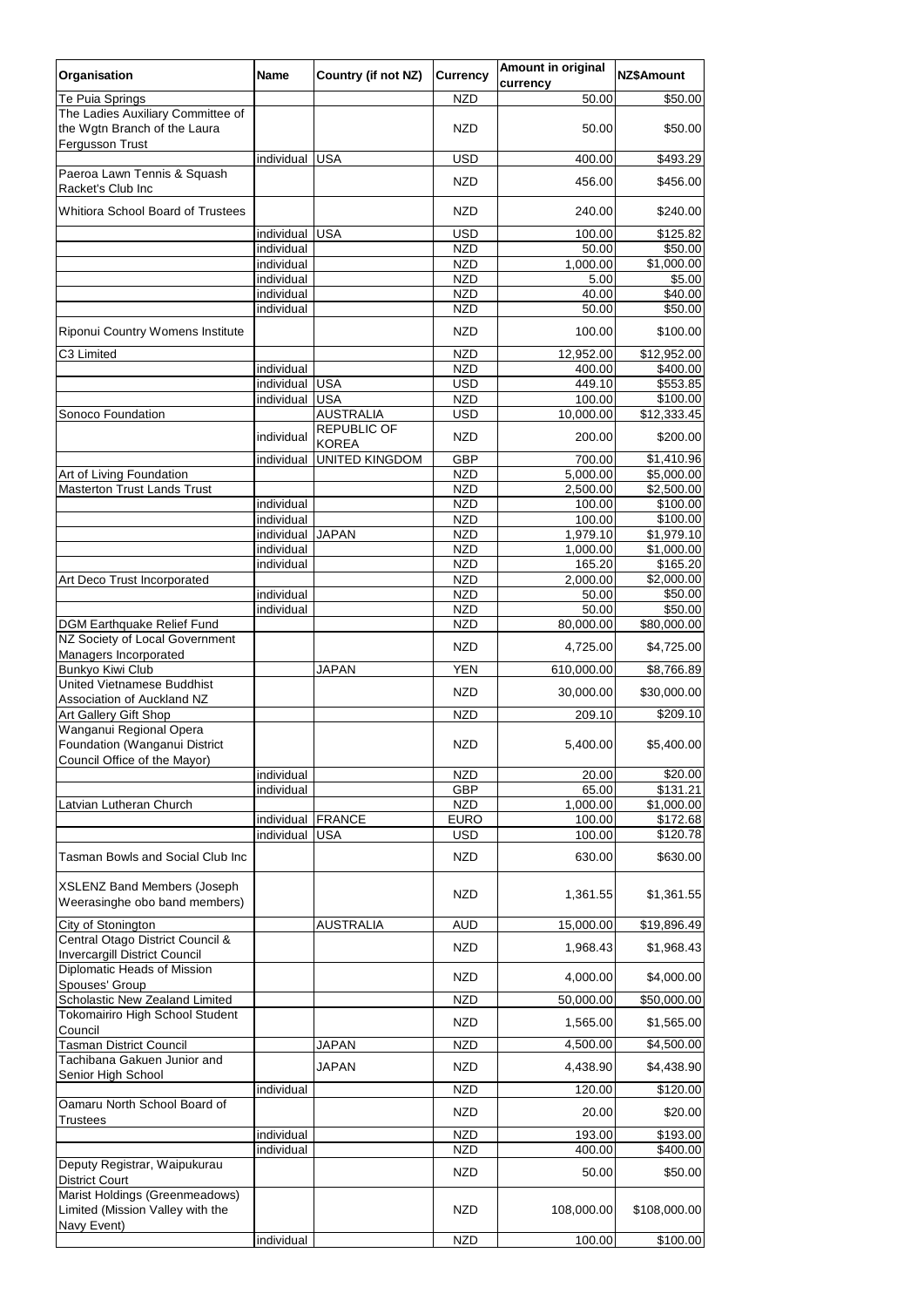| Organisation | Name | Country (if not NZ) | Currency | Amount in original currency | NZ$Amount |
|---|---|---|---|---|---|
| Te Puia Springs | | | NZD | 50.00 | $50.00 |
| The Ladies Auxiliary Committee of the Wgtn Branch of the Laura Fergusson Trust | | | NZD | 50.00 | $50.00 |
| | individual | USA | USD | 400.00 | $493.29 |
| Paeroa Lawn Tennis & Squash Racket's Club Inc | | | NZD | 456.00 | $456.00 |
| Whitiora School Board of Trustees | | | NZD | 240.00 | $240.00 |
| | individual | USA | USD | 100.00 | $125.82 |
| | individual | | NZD | 50.00 | $50.00 |
| | individual | | NZD | 1,000.00 | $1,000.00 |
| | individual | | NZD | 5.00 | $5.00 |
| | individual | | NZD | 40.00 | $40.00 |
| | individual | | NZD | 50.00 | $50.00 |
| Riponui Country Womens Institute | | | NZD | 100.00 | $100.00 |
| C3 Limited | | | NZD | 12,952.00 | $12,952.00 |
| | individual | | NZD | 400.00 | $400.00 |
| | individual | USA | USD | 449.10 | $553.85 |
| | individual | USA | NZD | 100.00 | $100.00 |
| Sonoco Foundation | | AUSTRALIA | USD | 10,000.00 | $12,333.45 |
| | individual | REPUBLIC OF KOREA | NZD | 200.00 | $200.00 |
| | individual | UNITED KINGDOM | GBP | 700.00 | $1,410.96 |
| Art of Living Foundation | | | NZD | 5,000.00 | $5,000.00 |
| Masterton Trust Lands Trust | | | NZD | 2,500.00 | $2,500.00 |
| | individual | | NZD | 100.00 | $100.00 |
| | individual | | NZD | 100.00 | $100.00 |
| | individual | JAPAN | NZD | 1,979.10 | $1,979.10 |
| | individual | | NZD | 1,000.00 | $1,000.00 |
| | individual | | NZD | 165.20 | $165.20 |
| Art Deco Trust Incorporated | | | NZD | 2,000.00 | $2,000.00 |
| | individual | | NZD | 50.00 | $50.00 |
| | individual | | NZD | 50.00 | $50.00 |
| DGM Earthquake Relief Fund | | | NZD | 80,000.00 | $80,000.00 |
| NZ Society of Local Government Managers Incorporated | | | NZD | 4,725.00 | $4,725.00 |
| Bunkyo Kiwi Club | | JAPAN | YEN | 610,000.00 | $8,766.89 |
| United Vietnamese Buddhist Association of Auckland NZ | | | NZD | 30,000.00 | $30,000.00 |
| Art Gallery Gift Shop | | | NZD | 209.10 | $209.10 |
| Wanganui Regional Opera Foundation (Wanganui District Council Office of the Mayor) | | | NZD | 5,400.00 | $5,400.00 |
| | individual | | NZD | 20.00 | $20.00 |
| | individual | | GBP | 65.00 | $131.21 |
| Latvian Lutheran Church | | | NZD | 1,000.00 | $1,000.00 |
| | individual | FRANCE | EURO | 100.00 | $172.68 |
| | individual | USA | USD | 100.00 | $120.78 |
| Tasman Bowls and Social Club Inc | | | NZD | 630.00 | $630.00 |
| XSLENZ Band Members (Joseph Weerasinghe obo band members) | | | NZD | 1,361.55 | $1,361.55 |
| City of Stonington | | AUSTRALIA | AUD | 15,000.00 | $19,896.49 |
| Central Otago District Council & Invercargill District Council | | | NZD | 1,968.43 | $1,968.43 |
| Diplomatic Heads of Mission Spouses' Group | | | NZD | 4,000.00 | $4,000.00 |
| Scholastic New Zealand Limited | | | NZD | 50,000.00 | $50,000.00 |
| Tokomairiro High School Student Council | | | NZD | 1,565.00 | $1,565.00 |
| Tasman District Council | | JAPAN | NZD | 4,500.00 | $4,500.00 |
| Tachibana Gakuen Junior and Senior High School | | JAPAN | NZD | 4,438.90 | $4,438.90 |
| | individual | | NZD | 120.00 | $120.00 |
| Oamaru North School Board of Trustees | | | NZD | 20.00 | $20.00 |
| | individual | | NZD | 193.00 | $193.00 |
| | individual | | NZD | 400.00 | $400.00 |
| Deputy Registrar, Waipukurau District Court | | | NZD | 50.00 | $50.00 |
| Marist Holdings (Greenmeadows) Limited (Mission Valley with the Navy Event) | | | NZD | 108,000.00 | $108,000.00 |
| | individual | | NZD | 100.00 | $100.00 |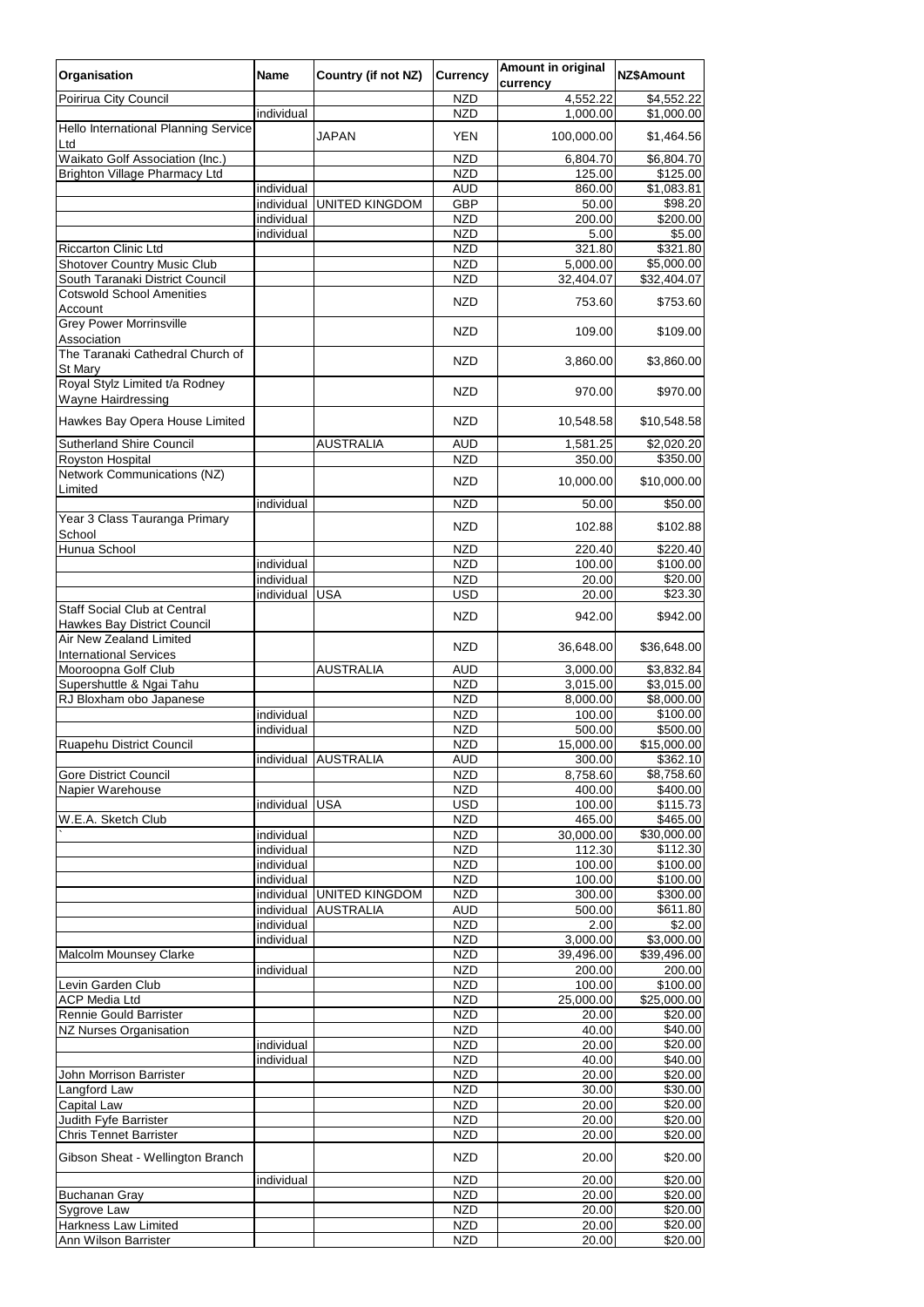| Organisation | Name | Country (if not NZ) | Currency | Amount in original currency | NZ$Amount |
| --- | --- | --- | --- | --- | --- |
| Poirirua City Council | | | NZD | 4,552.22 | $4,552.22 |
| | individual | | NZD | 1,000.00 | $1,000.00 |
| Hello International Planning Service Ltd | | JAPAN | YEN | 100,000.00 | $1,464.56 |
| Waikato Golf Association (Inc.) | | | NZD | 6,804.70 | $6,804.70 |
| Brighton Village Pharmacy Ltd | | | NZD | 125.00 | $125.00 |
| | individual | | AUD | 860.00 | $1,083.81 |
| | individual | UNITED KINGDOM | GBP | 50.00 | $98.20 |
| | individual | | NZD | 200.00 | $200.00 |
| | individual | | NZD | 5.00 | $5.00 |
| Riccarton Clinic Ltd | | | NZD | 321.80 | $321.80 |
| Shotover Country Music Club | | | NZD | 5,000.00 | $5,000.00 |
| South Taranaki District Council | | | NZD | 32,404.07 | $32,404.07 |
| Cotswold School Amenities Account | | | NZD | 753.60 | $753.60 |
| Grey Power Morrinsville Association | | | NZD | 109.00 | $109.00 |
| The Taranaki Cathedral Church of St Mary | | | NZD | 3,860.00 | $3,860.00 |
| Royal Stylz Limited t/a Rodney Wayne Hairdressing | | | NZD | 970.00 | $970.00 |
| Hawkes Bay Opera House Limited | | | NZD | 10,548.58 | $10,548.58 |
| Sutherland Shire Council | | AUSTRALIA | AUD | 1,581.25 | $2,020.20 |
| Royston Hospital | | | NZD | 350.00 | $350.00 |
| Network Communications (NZ) Limited | | | NZD | 10,000.00 | $10,000.00 |
| | individual | | NZD | 50.00 | $50.00 |
| Year 3 Class Tauranga Primary School | | | NZD | 102.88 | $102.88 |
| Hunua School | | | NZD | 220.40 | $220.40 |
| | individual | | NZD | 100.00 | $100.00 |
| | individual | | NZD | 20.00 | $20.00 |
| | individual | USA | USD | 20.00 | $23.30 |
| Staff Social Club at Central Hawkes Bay District Council | | | NZD | 942.00 | $942.00 |
| Air New Zealand Limited International Services | | | NZD | 36,648.00 | $36,648.00 |
| Mooroopna Golf Club | | AUSTRALIA | AUD | 3,000.00 | $3,832.84 |
| Supershuttle & Ngai Tahu | | | NZD | 3,015.00 | $3,015.00 |
| RJ Bloxham obo Japanese | | | NZD | 8,000.00 | $8,000.00 |
| | individual | | NZD | 100.00 | $100.00 |
| | individual | | NZD | 500.00 | $500.00 |
| Ruapehu District Council | | | NZD | 15,000.00 | $15,000.00 |
| | individual | AUSTRALIA | AUD | 300.00 | $362.10 |
| Gore District Council | | | NZD | 8,758.60 | $8,758.60 |
| Napier Warehouse | | | NZD | 400.00 | $400.00 |
| | individual | USA | USD | 100.00 | $115.73 |
| W.E.A. Sketch Club | | | NZD | 465.00 | $465.00 |
| ` | individual | | NZD | 30,000.00 | $30,000.00 |
| | individual | | NZD | 112.30 | $112.30 |
| | individual | | NZD | 100.00 | $100.00 |
| | individual | | NZD | 100.00 | $100.00 |
| | individual | UNITED KINGDOM | NZD | 300.00 | $300.00 |
| | individual | AUSTRALIA | AUD | 500.00 | $611.80 |
| | individual | | NZD | 2.00 | $2.00 |
| | individual | | NZD | 3,000.00 | $3,000.00 |
| Malcolm Mounsey Clarke | | | NZD | 39,496.00 | $39,496.00 |
| | individual | | NZD | 200.00 | 200.00 |
| Levin Garden Club | | | NZD | 100.00 | $100.00 |
| ACP Media Ltd | | | NZD | 25,000.00 | $25,000.00 |
| Rennie Gould Barrister | | | NZD | 20.00 | $20.00 |
| NZ Nurses Organisation | | | NZD | 40.00 | $40.00 |
| | individual | | NZD | 20.00 | $20.00 |
| | individual | | NZD | 40.00 | $40.00 |
| John Morrison Barrister | | | NZD | 20.00 | $20.00 |
| Langford Law | | | NZD | 30.00 | $30.00 |
| Capital Law | | | NZD | 20.00 | $20.00 |
| Judith Fyfe Barrister | | | NZD | 20.00 | $20.00 |
| Chris Tennet Barrister | | | NZD | 20.00 | $20.00 |
| Gibson Sheat - Wellington Branch | | | NZD | 20.00 | $20.00 |
| | individual | | NZD | 20.00 | $20.00 |
| Buchanan Gray | | | NZD | 20.00 | $20.00 |
| Sygrove Law | | | NZD | 20.00 | $20.00 |
| Harkness Law Limited | | | NZD | 20.00 | $20.00 |
| Ann Wilson Barrister | | | NZD | 20.00 | $20.00 |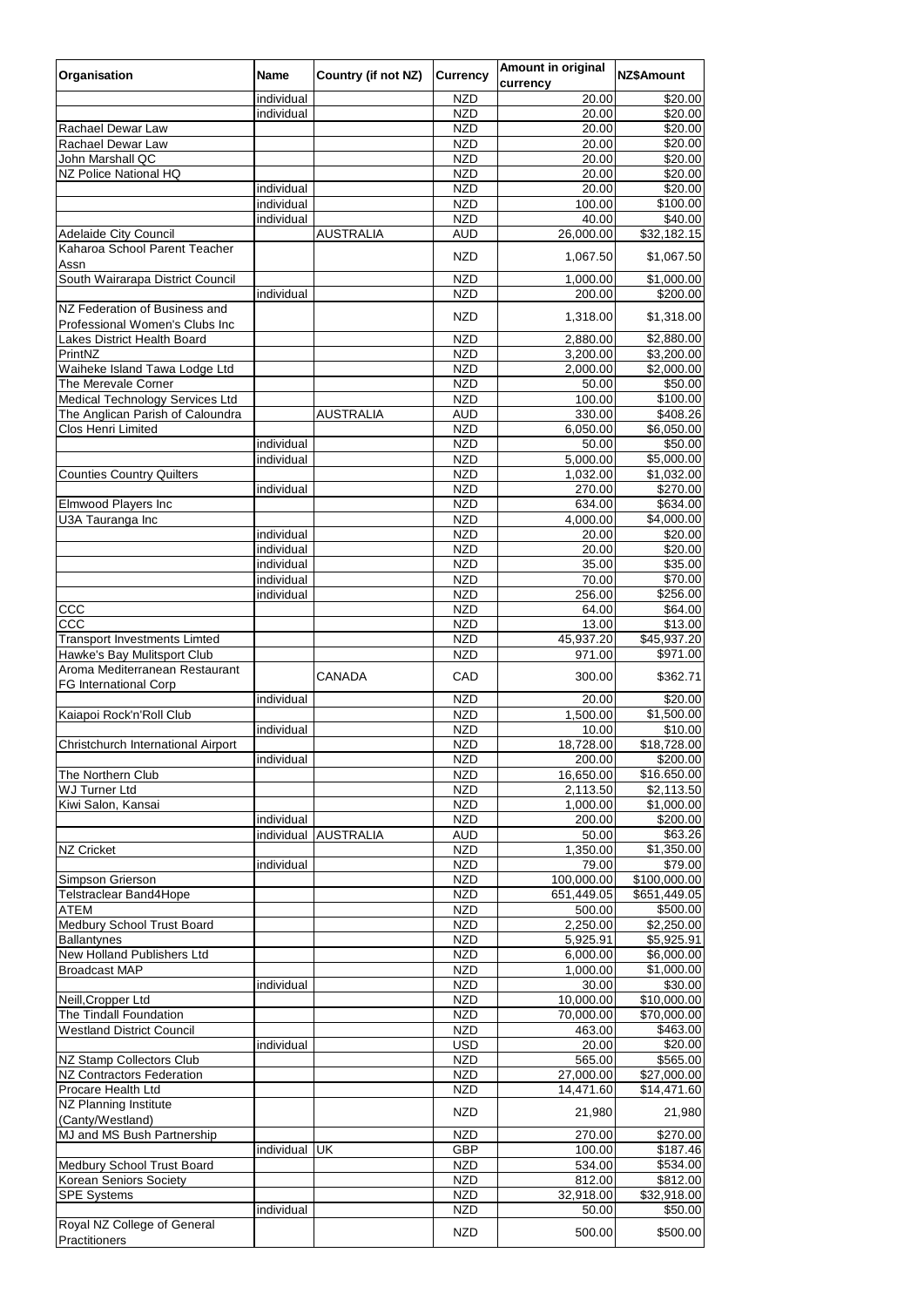| Organisation | Name | Country (if not NZ) | Currency | Amount in original currency | NZ$Amount |
|---|---|---|---|---|---|
| | individual | | NZD | 20.00 | $20.00 |
| | individual | | NZD | 20.00 | $20.00 |
| Rachael Dewar Law | | | NZD | 20.00 | $20.00 |
| Rachael Dewar Law | | | NZD | 20.00 | $20.00 |
| John Marshall QC | | | NZD | 20.00 | $20.00 |
| NZ Police National HQ | | | NZD | 20.00 | $20.00 |
| | individual | | NZD | 20.00 | $20.00 |
| | individual | | NZD | 100.00 | $100.00 |
| | individual | | NZD | 40.00 | $40.00 |
| Adelaide City Council | | AUSTRALIA | AUD | 26,000.00 | $32,182.15 |
| Kaharoa School Parent Teacher Assn | | | NZD | 1,067.50 | $1,067.50 |
| South Wairarapa District Council | | | NZD | 1,000.00 | $1,000.00 |
| | individual | | NZD | 200.00 | $200.00 |
| NZ Federation of Business and Professional Women's Clubs Inc | | | NZD | 1,318.00 | $1,318.00 |
| Lakes District Health Board | | | NZD | 2,880.00 | $2,880.00 |
| PrintNZ | | | NZD | 3,200.00 | $3,200.00 |
| Waiheke Island Tawa Lodge Ltd | | | NZD | 2,000.00 | $2,000.00 |
| The Merevale Corner | | | NZD | 50.00 | $50.00 |
| Medical Technology Services Ltd | | | NZD | 100.00 | $100.00 |
| The Anglican Parish of Caloundra | | AUSTRALIA | AUD | 330.00 | $408.26 |
| Clos Henri Limited | | | NZD | 6,050.00 | $6,050.00 |
| | individual | | NZD | 50.00 | $50.00 |
| | individual | | NZD | 5,000.00 | $5,000.00 |
| Counties Country Quilters | | | NZD | 1,032.00 | $1,032.00 |
| | individual | | NZD | 270.00 | $270.00 |
| Elmwood Players Inc | | | NZD | 634.00 | $634.00 |
| U3A Tauranga Inc | | | NZD | 4,000.00 | $4,000.00 |
| | individual | | NZD | 20.00 | $20.00 |
| | individual | | NZD | 20.00 | $20.00 |
| | individual | | NZD | 35.00 | $35.00 |
| | individual | | NZD | 70.00 | $70.00 |
| | individual | | NZD | 256.00 | $256.00 |
| CCC | | | NZD | 64.00 | $64.00 |
| CCC | | | NZD | 13.00 | $13.00 |
| Transport Investments Limted | | | NZD | 45,937.20 | $45,937.20 |
| Hawke's Bay Mulitsport Club | | | NZD | 971.00 | $971.00 |
| Aroma Mediterranean Restaurant FG International Corp | | CANADA | CAD | 300.00 | $362.71 |
| | individual | | NZD | 20.00 | $20.00 |
| Kaiapoi Rock'n'Roll Club | | | NZD | 1,500.00 | $1,500.00 |
| | individual | | NZD | 10.00 | $10.00 |
| Christchurch International Airport | | | NZD | 18,728.00 | $18,728.00 |
| | individual | | NZD | 200.00 | $200.00 |
| The Northern Club | | | NZD | 16,650.00 | $16.650.00 |
| WJ Turner Ltd | | | NZD | 2,113.50 | $2,113.50 |
| Kiwi Salon, Kansai | | | NZD | 1,000.00 | $1,000.00 |
| | individual | | NZD | 200.00 | $200.00 |
| | individual | AUSTRALIA | AUD | 50.00 | $63.26 |
| NZ Cricket | | | NZD | 1,350.00 | $1,350.00 |
| | individual | | NZD | 79.00 | $79.00 |
| Simpson Grierson | | | NZD | 100,000.00 | $100,000.00 |
| Telstraclear Band4Hope | | | NZD | 651,449.05 | $651,449.05 |
| ATEM | | | NZD | 500.00 | $500.00 |
| Medbury School Trust Board | | | NZD | 2,250.00 | $2,250.00 |
| Ballantynes | | | NZD | 5,925.91 | $5,925.91 |
| New Holland Publishers Ltd | | | NZD | 6,000.00 | $6,000.00 |
| Broadcast MAP | | | NZD | 1,000.00 | $1,000.00 |
| | individual | | NZD | 30.00 | $30.00 |
| Neill,Cropper Ltd | | | NZD | 10,000.00 | $10,000.00 |
| The Tindall Foundation | | | NZD | 70,000.00 | $70,000.00 |
| Westland District Council | | | NZD | 463.00 | $463.00 |
| | individual | | USD | 20.00 | $20.00 |
| NZ Stamp Collectors Club | | | NZD | 565.00 | $565.00 |
| NZ Contractors Federation | | | NZD | 27,000.00 | $27,000.00 |
| Procare Health Ltd | | | NZD | 14,471.60 | $14,471.60 |
| NZ Planning Institute (Canty/Westland) | | | NZD | 21,980 | 21,980 |
| MJ and MS Bush Partnership | | | NZD | 270.00 | $270.00 |
| | individual | UK | GBP | 100.00 | $187.46 |
| Medbury School Trust Board | | | NZD | 534.00 | $534.00 |
| Korean Seniors Society | | | NZD | 812.00 | $812.00 |
| SPE Systems | | | NZD | 32,918.00 | $32,918.00 |
| | individual | | NZD | 50.00 | $50.00 |
| Royal NZ College of General Practitioners | | | NZD | 500.00 | $500.00 |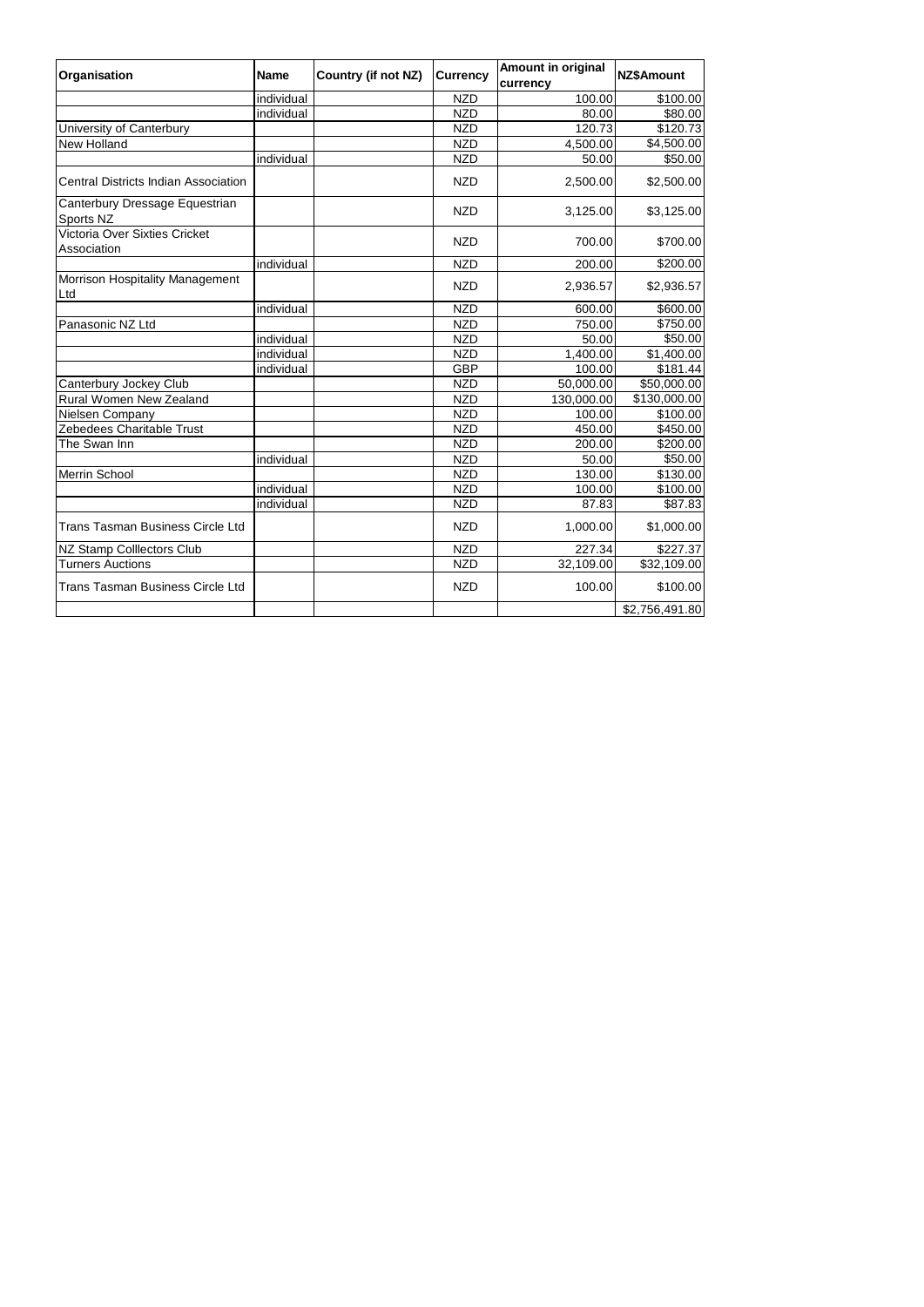| Organisation | Name | Country (if not NZ) | Currency | Amount in original currency | NZ$Amount |
|---|---|---|---|---|---|
| | individual | | NZD | 100.00 | $100.00 |
| | individual | | NZD | 80.00 | $80.00 |
| University of Canterbury | | | NZD | 120.73 | $120.73 |
| New Holland | | | NZD | 4,500.00 | $4,500.00 |
| | individual | | NZD | 50.00 | $50.00 |
| Central Districts Indian Association | | | NZD | 2,500.00 | $2,500.00 |
| Canterbury Dressage Equestrian Sports NZ | | | NZD | 3,125.00 | $3,125.00 |
| Victoria Over Sixties Cricket Association | | | NZD | 700.00 | $700.00 |
| | individual | | NZD | 200.00 | $200.00 |
| Morrison Hospitality Management Ltd | | | NZD | 2,936.57 | $2,936.57 |
| | individual | | NZD | 600.00 | $600.00 |
| Panasonic NZ Ltd | | | NZD | 750.00 | $750.00 |
| | individual | | NZD | 50.00 | $50.00 |
| | individual | | NZD | 1,400.00 | $1,400.00 |
| | individual | | GBP | 100.00 | $181.44 |
| Canterbury Jockey Club | | | NZD | 50,000.00 | $50,000.00 |
| Rural Women New Zealand | | | NZD | 130,000.00 | $130,000.00 |
| Nielsen Company | | | NZD | 100.00 | $100.00 |
| Zebedees Charitable Trust | | | NZD | 450.00 | $450.00 |
| The Swan Inn | | | NZD | 200.00 | $200.00 |
| | individual | | NZD | 50.00 | $50.00 |
| Merrin School | | | NZD | 130.00 | $130.00 |
| | individual | | NZD | 100.00 | $100.00 |
| | individual | | NZD | 87.83 | $87.83 |
| Trans Tasman Business Circle Ltd | | | NZD | 1,000.00 | $1,000.00 |
| NZ Stamp Colllectors Club | | | NZD | 227.34 | $227.37 |
| Turners Auctions | | | NZD | 32,109.00 | $32,109.00 |
| Trans Tasman Business Circle Ltd | | | NZD | 100.00 | $100.00 |
| | | | | | $2,756,491.80 |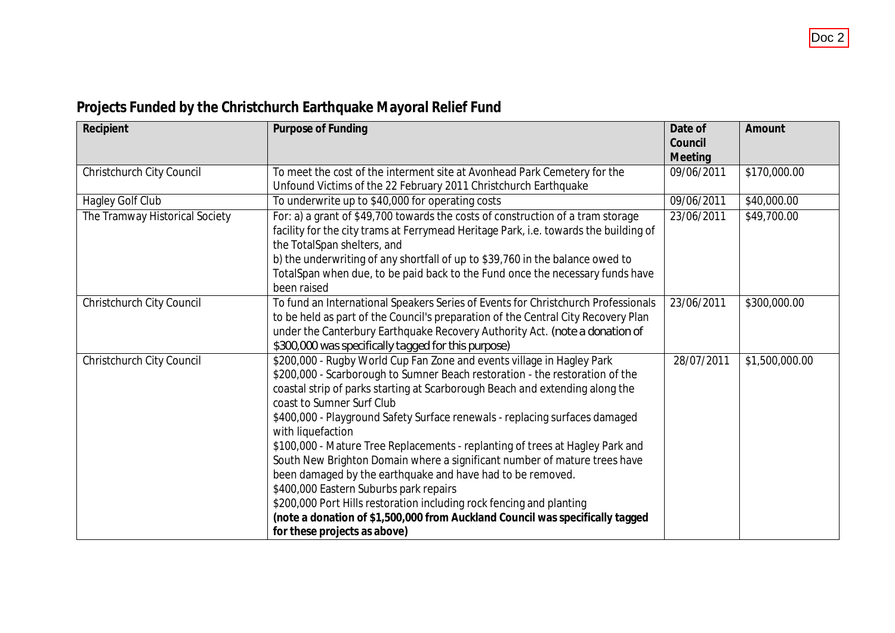Doc 2

# Projects Funded by the Christchurch Earthquake Mayoral Relief Fund

| Recipient | Purpose of Funding | Date of Council Meeting | Amount |
|---|---|---|---|
| Christchurch City Council | To meet the cost of the interment site at Avonhead Park Cemetery for the Unfound Victims of the 22 February 2011 Christchurch Earthquake | 09/06/2011 | $170,000.00 |
| Hagley Golf Club | To underwrite up to $40,000 for operating costs | 09/06/2011 | $40,000.00 |
| The Tramway Historical Society | For: a) a grant of $49,700 towards the costs of construction of a tram storage facility for the city trams at Ferrymead Heritage Park, i.e. towards the building of the TotalSpan shelters, and<br>b) the underwriting of any shortfall of up to $39,760 in the balance owed to TotalSpan when due, to be paid back to the Fund once the necessary funds have been raised | 23/06/2011 | $49,700.00 |
| Christchurch City Council | To fund an International Speakers Series of Events for Christchurch Professionals to be held as part of the Council's preparation of the Central City Recovery Plan under the Canterbury Earthquake Recovery Authority Act. (note a donation of $300,000 was specifically tagged for this purpose) | 23/06/2011 | $300,000.00 |
| Christchurch City Council | $200,000 - Rugby World Cup Fan Zone and events village in Hagley Park<br>$200,000 - Scarborough to Sumner Beach restoration - the restoration of the coastal strip of parks starting at Scarborough Beach and extending along the coast to Sumner Surf Club<br>$400,000 - Playground Safety Surface renewals - replacing surfaces damaged with liquefaction<br>$100,000 - Mature Tree Replacements - replanting of trees at Hagley Park and South New Brighton Domain where a significant number of mature trees have been damaged by the earthquake and have had to be removed.<br>$400,000 Eastern Suburbs park repairs<br>$200,000 Port Hills restoration including rock fencing and planting<br>**(note a donation of $1,500,000 from Auckland Council was specifically tagged for these projects as above)** | 28/07/2011 | $1,500,000.00 |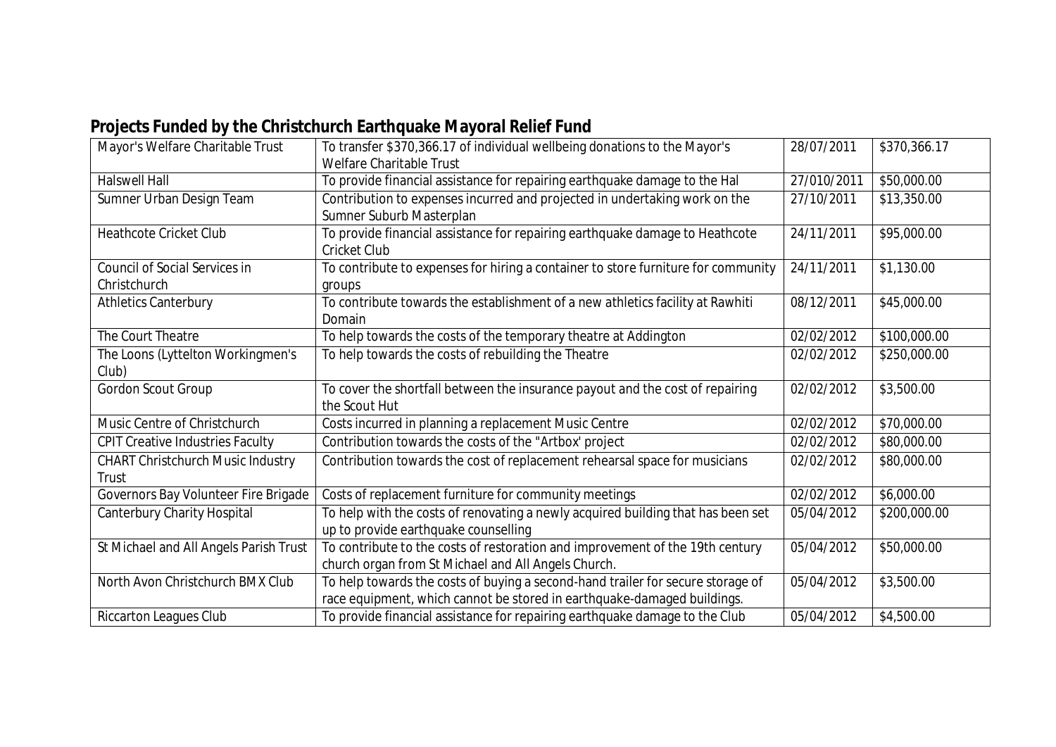## Projects Funded by the Christchurch Earthquake Mayoral Relief Fund

| | | | |
|---|---|---|---|
| Mayor's Welfare Charitable Trust | To transfer $370,366.17 of individual wellbeing donations to the Mayor's Welfare Charitable Trust | 28/07/2011 | $370,366.17 |
| Halswell Hall | To provide financial assistance for repairing earthquake damage to the Hal | 27/010/2011 | $50,000.00 |
| Sumner Urban Design Team | Contribution to expenses incurred and projected in undertaking work on the Sumner Suburb Masterplan | 27/10/2011 | $13,350.00 |
| Heathcote Cricket Club | To provide financial assistance for repairing earthquake damage to Heathcote Cricket Club | 24/11/2011 | $95,000.00 |
| Council of Social Services in Christchurch | To contribute to expenses for hiring a container to store furniture for community groups | 24/11/2011 | $1,130.00 |
| Athletics Canterbury | To contribute towards the establishment of a new athletics facility at Rawhiti Domain | 08/12/2011 | $45,000.00 |
| The Court Theatre | To help towards the costs of the temporary theatre at Addington | 02/02/2012 | $100,000.00 |
| The Loons (Lyttelton Workingmen's Club) | To help towards the costs of rebuilding the Theatre | 02/02/2012 | $250,000.00 |
| Gordon Scout Group | To cover the shortfall between the insurance payout and the cost of repairing the Scout Hut | 02/02/2012 | $3,500.00 |
| Music Centre of Christchurch | Costs incurred in planning a replacement Music Centre | 02/02/2012 | $70,000.00 |
| CPIT Creative Industries Faculty | Contribution towards the costs of the "Artbox' project | 02/02/2012 | $80,000.00 |
| CHART Christchurch Music Industry Trust | Contribution towards the cost of replacement rehearsal space for musicians | 02/02/2012 | $80,000.00 |
| Governors Bay Volunteer Fire Brigade | Costs of replacement furniture for community meetings | 02/02/2012 | $6,000.00 |
| Canterbury Charity Hospital | To help with the costs of renovating a newly acquired building that has been set up to provide earthquake counselling | 05/04/2012 | $200,000.00 |
| St Michael and All Angels Parish Trust | To contribute to the costs of restoration and improvement of the 19th century church organ from St Michael and All Angels Church. | 05/04/2012 | $50,000.00 |
| North Avon Christchurch BMX Club | To help towards the costs of buying a second-hand trailer for secure storage of race equipment, which cannot be stored in earthquake-damaged buildings. | 05/04/2012 | $3,500.00 |
| Riccarton Leagues Club | To provide financial assistance for repairing earthquake damage to the Club | 05/04/2012 | $4,500.00 |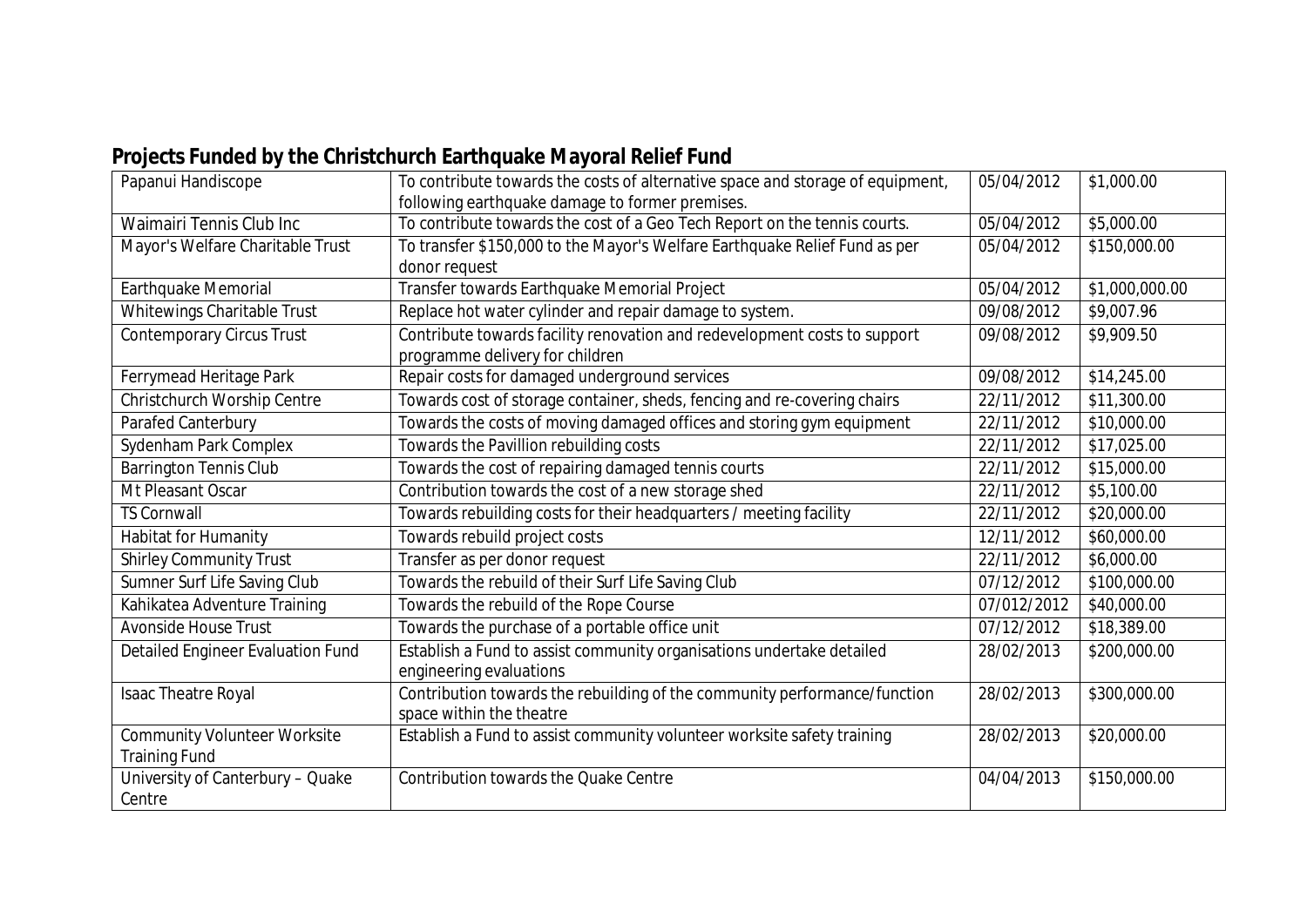## Projects Funded by the Christchurch Earthquake Mayoral Relief Fund

| | | | |
|---|---|---|---|
| Papanui Handiscope | To contribute towards the costs of alternative space and storage of equipment, following earthquake damage to former premises. | 05/04/2012 | $1,000.00 |
| Waimairi Tennis Club Inc | To contribute towards the cost of a Geo Tech Report on the tennis courts. | 05/04/2012 | $5,000.00 |
| Mayor's Welfare Charitable Trust | To transfer $150,000 to the Mayor's Welfare Earthquake Relief Fund as per donor request | 05/04/2012 | $150,000.00 |
| Earthquake Memorial | Transfer towards Earthquake Memorial Project | 05/04/2012 | $1,000,000.00 |
| Whitewings Charitable Trust | Replace hot water cylinder and repair damage to system. | 09/08/2012 | $9,007.96 |
| Contemporary Circus Trust | Contribute towards facility renovation and redevelopment costs to support programme delivery for children | 09/08/2012 | $9,909.50 |
| Ferrymead Heritage Park | Repair costs for damaged underground services | 09/08/2012 | $14,245.00 |
| Christchurch Worship Centre | Towards cost of storage container, sheds, fencing and re-covering chairs | 22/11/2012 | $11,300.00 |
| Parafed Canterbury | Towards the costs of moving damaged offices and storing gym equipment | 22/11/2012 | $10,000.00 |
| Sydenham Park Complex | Towards the Pavillion rebuilding costs | 22/11/2012 | $17,025.00 |
| Barrington Tennis Club | Towards the cost of repairing damaged tennis courts | 22/11/2012 | $15,000.00 |
| Mt Pleasant Oscar | Contribution towards the cost of a new storage shed | 22/11/2012 | $5,100.00 |
| TS Cornwall | Towards rebuilding costs for their headquarters / meeting facility | 22/11/2012 | $20,000.00 |
| Habitat for Humanity | Towards rebuild project costs | 12/11/2012 | $60,000.00 |
| Shirley Community Trust | Transfer as per donor request | 22/11/2012 | $6,000.00 |
| Sumner Surf Life Saving Club | Towards the rebuild of their Surf Life Saving Club | 07/12/2012 | $100,000.00 |
| Kahikatea Adventure Training | Towards the rebuild of the Rope Course | 07/012/2012 | $40,000.00 |
| Avonside House Trust | Towards the purchase of a portable office unit | 07/12/2012 | $18,389.00 |
| Detailed Engineer Evaluation Fund | Establish a Fund to assist community organisations undertake detailed engineering evaluations | 28/02/2013 | $200,000.00 |
| Isaac Theatre Royal | Contribution towards the rebuilding of the community performance/function space within the theatre | 28/02/2013 | $300,000.00 |
| Community Volunteer Worksite Training Fund | Establish a Fund to assist community volunteer worksite safety training | 28/02/2013 | $20,000.00 |
| University of Canterbury – Quake Centre | Contribution towards the Quake Centre | 04/04/2013 | $150,000.00 |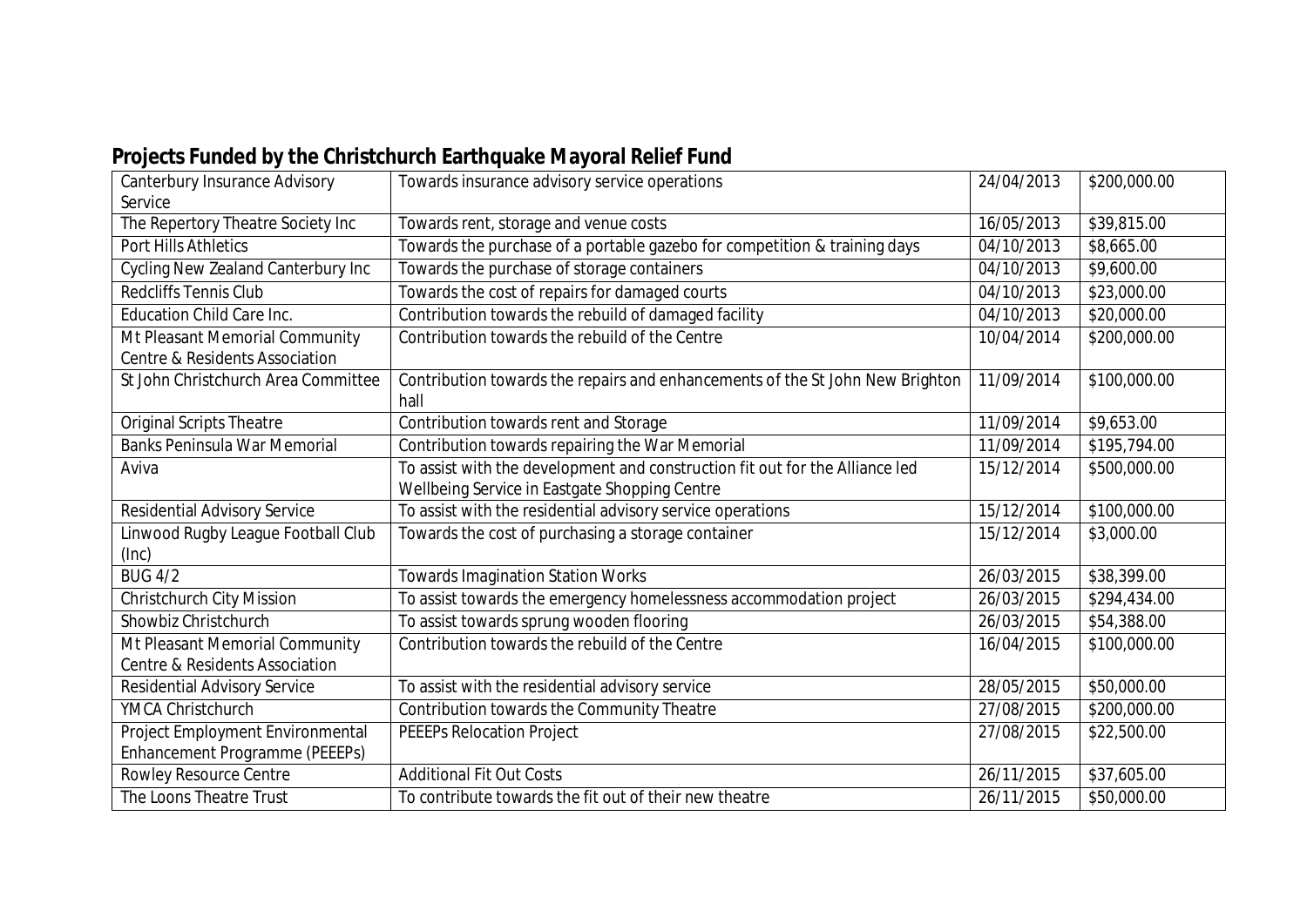## Projects Funded by the Christchurch Earthquake Mayoral Relief Fund

| | | | |
|---|---|---|---|
| Canterbury Insurance Advisory Service | Towards insurance advisory service operations | 24/04/2013 | $200,000.00 |
| The Repertory Theatre Society Inc | Towards rent, storage and venue costs | 16/05/2013 | $39,815.00 |
| Port Hills Athletics | Towards the purchase of a portable gazebo for competition & training days | 04/10/2013 | $8,665.00 |
| Cycling New Zealand Canterbury Inc | Towards the purchase of storage containers | 04/10/2013 | $9,600.00 |
| Redcliffs Tennis Club | Towards the cost of repairs for damaged courts | 04/10/2013 | $23,000.00 |
| Education Child Care Inc. | Contribution towards the rebuild of damaged facility | 04/10/2013 | $20,000.00 |
| Mt Pleasant Memorial Community Centre & Residents Association | Contribution towards the rebuild of the Centre | 10/04/2014 | $200,000.00 |
| St John Christchurch Area Committee | Contribution towards the repairs and enhancements of the St John New Brighton hall | 11/09/2014 | $100,000.00 |
| Original Scripts Theatre | Contribution towards rent and Storage | 11/09/2014 | $9,653.00 |
| Banks Peninsula War Memorial | Contribution towards repairing the War Memorial | 11/09/2014 | $195,794.00 |
| Aviva | To assist with the development and construction fit out for the Alliance led Wellbeing Service in Eastgate Shopping Centre | 15/12/2014 | $500,000.00 |
| Residential Advisory Service | To assist with the residential advisory service operations | 15/12/2014 | $100,000.00 |
| Linwood Rugby League Football Club (Inc) | Towards the cost of purchasing a storage container | 15/12/2014 | $3,000.00 |
| BUG 4/2 | Towards Imagination Station Works | 26/03/2015 | $38,399.00 |
| Christchurch City Mission | To assist towards the emergency homelessness accommodation project | 26/03/2015 | $294,434.00 |
| Showbiz Christchurch | To assist towards sprung wooden flooring | 26/03/2015 | $54,388.00 |
| Mt Pleasant Memorial Community Centre & Residents Association | Contribution towards the rebuild of the Centre | 16/04/2015 | $100,000.00 |
| Residential Advisory Service | To assist with the residential advisory service | 28/05/2015 | $50,000.00 |
| YMCA Christchurch | Contribution towards the Community Theatre | 27/08/2015 | $200,000.00 |
| Project Employment Environmental Enhancement Programme (PEEEPs) | PEEEPs Relocation Project | 27/08/2015 | $22,500.00 |
| Rowley Resource Centre | Additional Fit Out Costs | 26/11/2015 | $37,605.00 |
| The Loons Theatre Trust | To contribute towards the fit out of their new theatre | 26/11/2015 | $50,000.00 |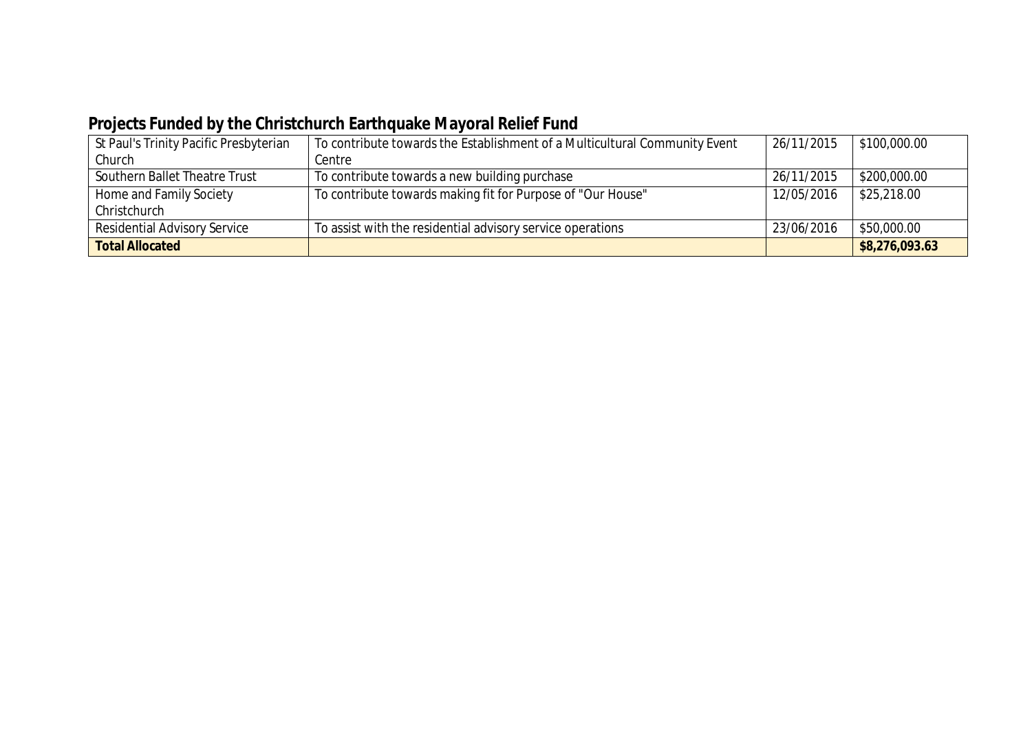## Projects Funded by the Christchurch Earthquake Mayoral Relief Fund

| | | | |
|---|---|---|---|
| St Paul's Trinity Pacific Presbyterian Church | To contribute towards the Establishment of a Multicultural Community Event Centre | 26/11/2015 | $100,000.00 |
| Southern Ballet Theatre Trust | To contribute towards a new building purchase | 26/11/2015 | $200,000.00 |
| Home and Family Society Christchurch | To contribute towards making fit for Purpose of "Our House" | 12/05/2016 | $25,218.00 |
| Residential Advisory Service | To assist with the residential advisory service operations | 23/06/2016 | $50,000.00 |
| **Total Allocated** | | | **$8,276,093.63** |